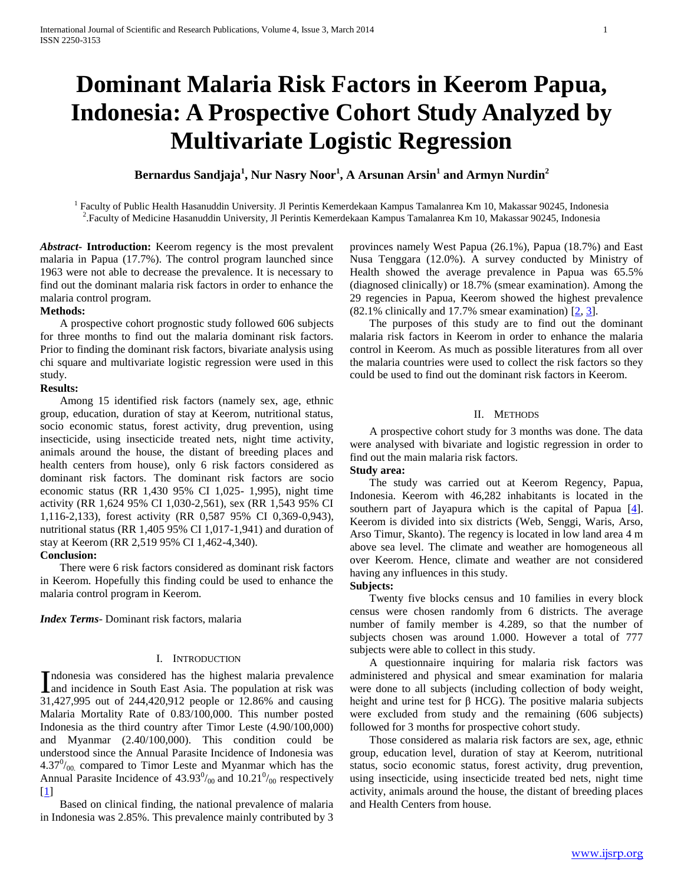# Dominant Malaria Risk Factors in Keerom Papua, Indonesia: A Prospective Cohort Study Analyzed by Multivariate Logistic Regression

**Bernardus Sandjaja[1], Nur Nasry Noor[1], A Arsunan Arsin[1] and Armyn Nurdin[2]**

[1] Faculty of Public Health Hasanuddin University. Jl Perintis Kemerdekaan Kampus Tamalanrea Km 10, Makassar 90245, Indonesia
[2].Faculty of Medicine Hasanuddin University, Jl Perintis Kemerdekaan Kampus Tamalanrea Km 10, Makassar 90245, Indonesia

***Abstract*- Introduction:** Keerom regency is the most prevalent malaria in Papua (17.7%). The control program launched since 1963 were not able to decrease the prevalence. It is necessary to find out the dominant malaria risk factors in order to enhance the malaria control program.

**Methods:**

A prospective cohort prognostic study followed 606 subjects for three months to find out the malaria dominant risk factors. Prior to finding the dominant risk factors, bivariate analysis using chi square and multivariate logistic regression were used in this study.

**Results:**

Among 15 identified risk factors (namely sex, age, ethnic group, education, duration of stay at Keerom, nutritional status, socio economic status, forest activity, drug prevention, using insecticide, using insecticide treated nets, night time activity, animals around the house, the distant of breeding places and health centers from house), only 6 risk factors considered as dominant risk factors. The dominant risk factors are socio economic status (RR 1,430 95% CI 1,025- 1,995), night time activity (RR 1,624 95% CI 1,030-2,561), sex (RR 1,543 95% CI 1,116-2,133), forest activity (RR 0,587 95% CI 0,369-0,943), nutritional status (RR 1,405 95% CI 1,017-1,941) and duration of stay at Keerom (RR 2,519 95% CI 1,462-4,340).

**Conclusion:**

There were 6 risk factors considered as dominant risk factors in Keerom. Hopefully this finding could be used to enhance the malaria control program in Keerom.

***Index Terms*-** Dominant risk factors, malaria

## I. Introduction

Indonesia was considered has the highest malaria prevalence and incidence in South East Asia. The population at risk was 31,427,995 out of 244,420,912 people or 12.86% and causing Malaria Mortality Rate of 0.83/100,000. This number posted Indonesia as the third country after Timor Leste (4.90/100,000) and Myanmar (2.40/100,000). This condition could be understood since the Annual Parasite Incidence of Indonesia was $4.37^{0}/_{00}$ compared to Timor Leste and Myanmar which has the Annual Parasite Incidence of $43.93^{0}/_{00}$ and $10.21^{0}/_{00}$ respectively [1]

Based on clinical finding, the national prevalence of malaria in Indonesia was 2.85%. This prevalence mainly contributed by 3 provinces namely West Papua (26.1%), Papua (18.7%) and East Nusa Tenggara (12.0%). A survey conducted by Ministry of Health showed the average prevalence in Papua was 65.5% (diagnosed clinically) or 18.7% (smear examination). Among the 29 regencies in Papua, Keerom showed the highest prevalence (82.1% clinically and 17.7% smear examination) [2, 3].

The purposes of this study are to find out the dominant malaria risk factors in Keerom in order to enhance the malaria control in Keerom. As much as possible literatures from all over the malaria countries were used to collect the risk factors so they could be used to find out the dominant risk factors in Keerom.

## II. Methods

A prospective cohort study for 3 months was done. The data were analysed with bivariate and logistic regression in order to find out the main malaria risk factors.

**Study area:**

The study was carried out at Keerom Regency, Papua, Indonesia. Keerom with 46,282 inhabitants is located in the southern part of Jayapura which is the capital of Papua [4]. Keerom is divided into six districts (Web, Senggi, Waris, Arso, Arso Timur, Skanto). The regency is located in low land area 4 m above sea level. The climate and weather are homogeneous all over Keerom. Hence, climate and weather are not considered having any influences in this study.

**Subjects:**

Twenty five blocks census and 10 families in every block census were chosen randomly from 6 districts. The average number of family member is 4.289, so that the number of subjects chosen was around 1.000. However a total of 777 subjects were able to collect in this study.

A questionnaire inquiring for malaria risk factors was administered and physical and smear examination for malaria were done to all subjects (including collection of body weight, height and urine test for β HCG). The positive malaria subjects were excluded from study and the remaining (606 subjects) followed for 3 months for prospective cohort study.

Those considered as malaria risk factors are sex, age, ethnic group, education level, duration of stay at Keerom, nutritional status, socio economic status, forest activity, drug prevention, using insecticide, using insecticide treated bed nets, night time activity, animals around the house, the distant of breeding places and Health Centers from house.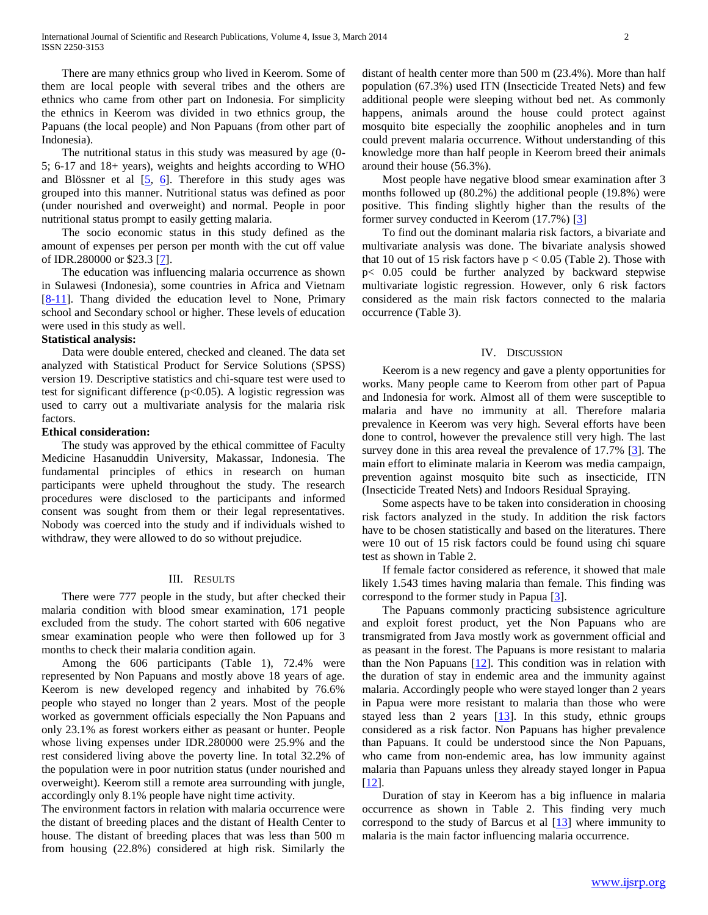There are many ethnics group who lived in Keerom. Some of them are local people with several tribes and the others are ethnics who came from other part on Indonesia. For simplicity the ethnics in Keerom was divided in two ethnics group, the Papuans (the local people) and Non Papuans (from other part of Indonesia).

The nutritional status in this study was measured by age (0-5; 6-17 and 18+ years), weights and heights according to WHO and Blössner et al [5, 6]. Therefore in this study ages was grouped into this manner. Nutritional status was defined as poor (under nourished and overweight) and normal. People in poor nutritional status prompt to easily getting malaria.

The socio economic status in this study defined as the amount of expenses per person per month with the cut off value of IDR.280000 or $23.3 [7].

The education was influencing malaria occurrence as shown in Sulawesi (Indonesia), some countries in Africa and Vietnam [8-11]. Thang divided the education level to None, Primary school and Secondary school or higher. These levels of education were used in this study as well.

**Statistical analysis:**

Data were double entered, checked and cleaned. The data set analyzed with Statistical Product for Service Solutions (SPSS) version 19. Descriptive statistics and chi-square test were used to test for significant difference ($p<0.05$). A logistic regression was used to carry out a multivariate analysis for the malaria risk factors.

**Ethical consideration:**

The study was approved by the ethical committee of Faculty Medicine Hasanuddin University, Makassar, Indonesia. The fundamental principles of ethics in research on human participants were upheld throughout the study. The research procedures were disclosed to the participants and informed consent was sought from them or their legal representatives. Nobody was coerced into the study and if individuals wished to withdraw, they were allowed to do so without prejudice.

## III. Results

There were 777 people in the study, but after checked their malaria condition with blood smear examination, 171 people excluded from the study. The cohort started with 606 negative smear examination people who were then followed up for 3 months to check their malaria condition again.

Among the 606 participants (Table 1), 72.4% were represented by Non Papuans and mostly above 18 years of age. Keerom is new developed regency and inhabited by 76.6% people who stayed no longer than 2 years. Most of the people worked as government officials especially the Non Papuans and only 23.1% as forest workers either as peasant or hunter. People whose living expenses under IDR.280000 were 25.9% and the rest considered living above the poverty line. In total 32.2% of the population were in poor nutrition status (under nourished and overweight). Keerom still a remote area surrounding with jungle, accordingly only 8.1% people have night time activity.

The environment factors in relation with malaria occurrence were the distant of breeding places and the distant of Health Center to house. The distant of breeding places that was less than 500 m from housing (22.8%) considered at high risk. Similarly the distant of health center more than 500 m (23.4%). More than half population (67.3%) used ITN (Insecticide Treated Nets) and few additional people were sleeping without bed net. As commonly happens, animals around the house could protect against mosquito bite especially the zoophilic anopheles and in turn could prevent malaria occurrence. Without understanding of this knowledge more than half people in Keerom breed their animals around their house (56.3%).

Most people have negative blood smear examination after 3 months followed up (80.2%) the additional people (19.8%) were positive. This finding slightly higher than the results of the former survey conducted in Keerom (17.7%) [3]

To find out the dominant malaria risk factors, a bivariate and multivariate analysis was done. The bivariate analysis showed that 10 out of 15 risk factors have $p < 0.05$ (Table 2). Those with $p< 0.05$ could be further analyzed by backward stepwise multivariate logistic regression. However, only 6 risk factors considered as the main risk factors connected to the malaria occurrence (Table 3).

## IV. Discussion

Keerom is a new regency and gave a plenty opportunities for works. Many people came to Keerom from other part of Papua and Indonesia for work. Almost all of them were susceptible to malaria and have no immunity at all. Therefore malaria prevalence in Keerom was very high. Several efforts have been done to control, however the prevalence still very high. The last survey done in this area reveal the prevalence of 17.7% [3]. The main effort to eliminate malaria in Keerom was media campaign, prevention against mosquito bite such as insecticide, ITN (Insecticide Treated Nets) and Indoors Residual Spraying.

Some aspects have to be taken into consideration in choosing risk factors analyzed in the study. In addition the risk factors have to be chosen statistically and based on the literatures. There were 10 out of 15 risk factors could be found using chi square test as shown in Table 2.

If female factor considered as reference, it showed that male likely 1.543 times having malaria than female. This finding was correspond to the former study in Papua [3].

The Papuans commonly practicing subsistence agriculture and exploit forest product, yet the Non Papuans who are transmigrated from Java mostly work as government official and as peasant in the forest. The Papuans is more resistant to malaria than the Non Papuans [12]. This condition was in relation with the duration of stay in endemic area and the immunity against malaria. Accordingly people who were stayed longer than 2 years in Papua were more resistant to malaria than those who were stayed less than 2 years [13]. In this study, ethnic groups considered as a risk factor. Non Papuans has higher prevalence than Papuans. It could be understood since the Non Papuans, who came from non-endemic area, has low immunity against malaria than Papuans unless they already stayed longer in Papua [12].

Duration of stay in Keerom has a big influence in malaria occurrence as shown in Table 2. This finding very much correspond to the study of Barcus et al [13] where immunity to malaria is the main factor influencing malaria occurrence.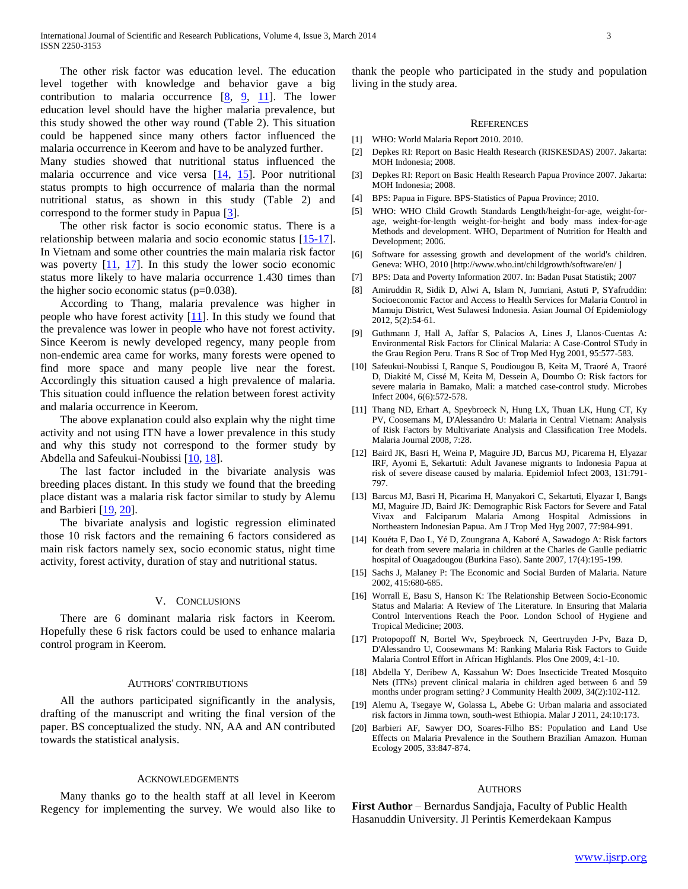The other risk factor was education level. The education level together with knowledge and behavior gave a big contribution to malaria occurrence [8, 9, 11]. The lower education level should have the higher malaria prevalence, but this study showed the other way round (Table 2). This situation could be happened since many others factor influenced the malaria occurrence in Keerom and have to be analyzed further.

Many studies showed that nutritional status influenced the malaria occurrence and vice versa [14, 15]. Poor nutritional status prompts to high occurrence of malaria than the normal nutritional status, as shown in this study (Table 2) and correspond to the former study in Papua [3].

The other risk factor is socio economic status. There is a relationship between malaria and socio economic status [15-17]. In Vietnam and some other countries the main malaria risk factor was poverty [11, 17]. In this study the lower socio economic status more likely to have malaria occurrence 1.430 times than the higher socio economic status (p=0.038).

According to Thang, malaria prevalence was higher in people who have forest activity [11]. In this study we found that the prevalence was lower in people who have not forest activity. Since Keerom is newly developed regency, many people from non-endemic area came for works, many forests were opened to find more space and many people live near the forest. Accordingly this situation caused a high prevalence of malaria. This situation could influence the relation between forest activity and malaria occurrence in Keerom.

The above explanation could also explain why the night time activity and not using ITN have a lower prevalence in this study and why this study not correspond to the former study by Abdella and Safeukui-Noubissi [10, 18].

The last factor included in the bivariate analysis was breeding places distant. In this study we found that the breeding place distant was a malaria risk factor similar to study by Alemu and Barbieri [19, 20].

The bivariate analysis and logistic regression eliminated those 10 risk factors and the remaining 6 factors considered as main risk factors namely sex, socio economic status, night time activity, forest activity, duration of stay and nutritional status.

## V. Conclusions

There are 6 dominant malaria risk factors in Keerom. Hopefully these 6 risk factors could be used to enhance malaria control program in Keerom.

## Authors' contributions

All the authors participated significantly in the analysis, drafting of the manuscript and writing the final version of the paper. BS conceptualized the study. NN, AA and AN contributed towards the statistical analysis.

## Acknowledgements

Many thanks go to the health staff at all level in Keerom Regency for implementing the survey. We would also like to thank the people who participated in the study and population living in the study area.

## References

[1] WHO: World Malaria Report 2010. 2010.

[2] Depkes RI: Report on Basic Health Research (RISKESDAS) 2007. Jakarta: MOH Indonesia; 2008.

[3] Depkes RI: Report on Basic Health Research Papua Province 2007. Jakarta: MOH Indonesia; 2008.

[4] BPS: Papua in Figure. BPS-Statistics of Papua Province; 2010.

[5] WHO: WHO Child Growth Standards Length/height-for-age, weight-for-age, weight-for-length weight-for-height and body mass index-for-age Methods and development. WHO, Department of Nutrition for Health and Development; 2006.

[6] Software for assessing growth and development of the world's children. Geneva: WHO, 2010 [http://www.who.int/childgrowth/software/en/ ]

[7] BPS: Data and Poverty Information 2007. In: Badan Pusat Statistik; 2007

[8] Amiruddin R, Sidik D, Alwi A, Islam N, Jumriani, Astuti P, SYafruddin: Socioeconomic Factor and Access to Health Services for Malaria Control in Mamuju District, West Sulawesi Indonesia. Asian Journal Of Epidemiology 2012, 5(2):54-61.

[9] Guthmann J, Hall A, Jaffar S, Palacios A, Lines J, Llanos-Cuentas A: Environmental Risk Factors for Clinical Malaria: A Case-Control STudy in the Grau Region Peru. Trans R Soc of Trop Med Hyg 2001, 95:577-583.

[10] Safeukui-Noubissi I, Ranque S, Poudiougou B, Keita M, Traoré A, Traoré D, Diakité M, Cissé M, Keita M, Dessein A, Doumbo O: Risk factors for severe malaria in Bamako, Mali: a matched case-control study. Microbes Infect 2004, 6(6):572-578.

[11] Thang ND, Erhart A, Speybroeck N, Hung LX, Thuan LK, Hung CT, Ky PV, Coosemans M, D'Alessandro U: Malaria in Central Vietnam: Analysis of Risk Factors by Multivariate Analysis and Classification Tree Models. Malaria Journal 2008, 7:28.

[12] Baird JK, Basri H, Weina P, Maguire JD, Barcus MJ, Picarema H, Elyazar IRF, Ayomi E, Sekartuti: Adult Javanese migrants to Indonesia Papua at risk of severe disease caused by malaria. Epidemiol Infect 2003, 131:791-797.

[13] Barcus MJ, Basri H, Picarima H, Manyakori C, Sekartuti, Elyazar I, Bangs MJ, Maguire JD, Baird JK: Demographic Risk Factors for Severe and Fatal Vivax and Falciparum Malaria Among Hospital Admissions in Northeastern Indonesian Papua. Am J Trop Med Hyg 2007, 77:984-991.

[14] Kouéta F, Dao L, Yé D, Zoungrana A, Kaboré A, Sawadogo A: Risk factors for death from severe malaria in children at the Charles de Gaulle pediatric hospital of Ouagadougou (Burkina Faso). Sante 2007, 17(4):195-199.

[15] Sachs J, Malaney P: The Economic and Social Burden of Malaria. Nature 2002, 415:680-685.

[16] Worrall E, Basu S, Hanson K: The Relationship Between Socio-Economic Status and Malaria: A Review of The Literature. In Ensuring that Malaria Control Interventions Reach the Poor. London School of Hygiene and Tropical Medicine; 2003.

[17] Protopopoff N, Bortel Wv, Speybroeck N, Geertruyden J-Pv, Baza D, D'Alessandro U, Coosewmans M: Ranking Malaria Risk Factors to Guide Malaria Control Effort in African Highlands. Plos One 2009, 4:1-10.

[18] Abdella Y, Deribew A, Kassahun W: Does Insecticide Treated Mosquito Nets (ITNs) prevent clinical malaria in children aged between 6 and 59 months under program setting? J Community Health 2009, 34(2):102-112.

[19] Alemu A, Tsegaye W, Golassa L, Abebe G: Urban malaria and associated risk factors in Jimma town, south-west Ethiopia. Malar J 2011, 24:10:173.

[20] Barbieri AF, Sawyer DO, Soares-Filho BS: Population and Land Use Effects on Malaria Prevalence in the Southern Brazilian Amazon. Human Ecology 2005, 33:847-874.

## Authors

**First Author** – Bernardus Sandjaja, Faculty of Public Health Hasanuddin University. Jl Perintis Kemerdekaan Kampus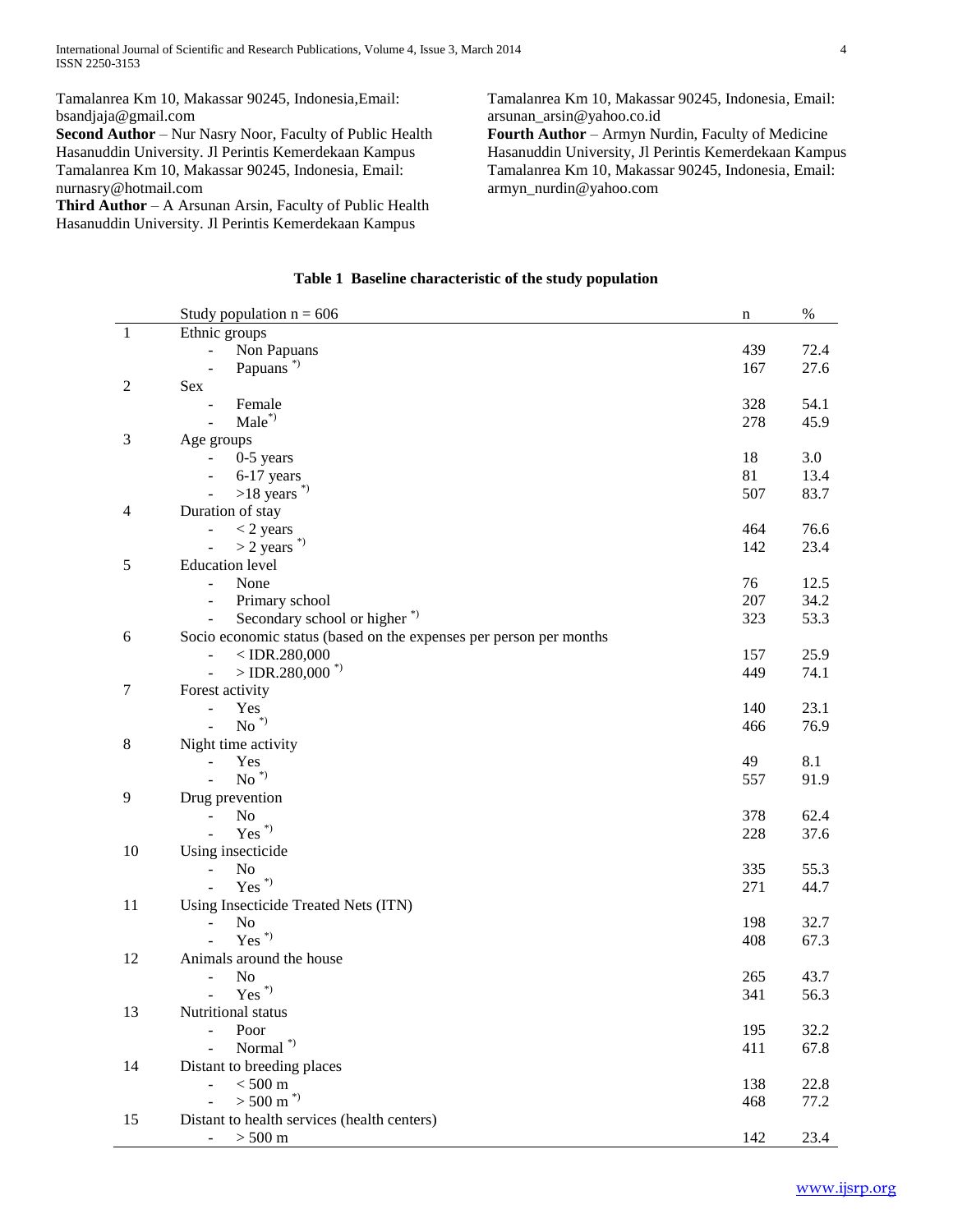Tamalanrea Km 10, Makassar 90245, Indonesia,Email: bsandjaja@gmail.com

**Second Author** – Nur Nasry Noor, Faculty of Public Health Hasanuddin University. Jl Perintis Kemerdekaan Kampus Tamalanrea Km 10, Makassar 90245, Indonesia, Email: nurnasry@hotmail.com

**Third Author** – A Arsunan Arsin, Faculty of Public Health Hasanuddin University. Jl Perintis Kemerdekaan Kampus Tamalanrea Km 10, Makassar 90245, Indonesia, Email: arsunan_arsin@yahoo.co.id

**Fourth Author** – Armyn Nurdin, Faculty of Medicine Hasanuddin University, Jl Perintis Kemerdekaan Kampus Tamalanrea Km 10, Makassar 90245, Indonesia, Email: armyn_nurdin@yahoo.com

**Table 1 Baseline characteristic of the study population**

| | Study population n = 606 | n | % |
|---|---|---|---|
| 1 | Ethnic groups | | |
| | - Non Papuans | 439 | 72.4 |
| | - Papuans *) | 167 | 27.6 |
| 2 | Sex | | |
| | - Female | 328 | 54.1 |
| | - Male*) | 278 | 45.9 |
| 3 | Age groups | | |
| | - 0-5 years | 18 | 3.0 |
| | - 6-17 years | 81 | 13.4 |
| | - >18 years *) | 507 | 83.7 |
| 4 | Duration of stay | | |
| | - < 2 years | 464 | 76.6 |
| | - > 2 years *) | 142 | 23.4 |
| 5 | Education level | | |
| | - None | 76 | 12.5 |
| | - Primary school | 207 | 34.2 |
| | - Secondary school or higher *) | 323 | 53.3 |
| 6 | Socio economic status (based on the expenses per person per months | | |
| | - < IDR.280,000 | 157 | 25.9 |
| | - > IDR.280,000 *) | 449 | 74.1 |
| 7 | Forest activity | | |
| | - Yes | 140 | 23.1 |
| | - No *) | 466 | 76.9 |
| 8 | Night time activity | | |
| | - Yes | 49 | 8.1 |
| | - No *) | 557 | 91.9 |
| 9 | Drug prevention | | |
| | - No | 378 | 62.4 |
| | - Yes *) | 228 | 37.6 |
| 10 | Using insecticide | | |
| | - No | 335 | 55.3 |
| | - Yes *) | 271 | 44.7 |
| 11 | Using Insecticide Treated Nets (ITN) | | |
| | - No | 198 | 32.7 |
| | - Yes *) | 408 | 67.3 |
| 12 | Animals around the house | | |
| | - No | 265 | 43.7 |
| | - Yes *) | 341 | 56.3 |
| 13 | Nutritional status | | |
| | - Poor | 195 | 32.2 |
| | - Normal *) | 411 | 67.8 |
| 14 | Distant to breeding places | | |
| | - < 500 m | 138 | 22.8 |
| | - > 500 m *) | 468 | 77.2 |
| 15 | Distant to health services (health centers) | | |
| | - > 500 m | 142 | 23.4 |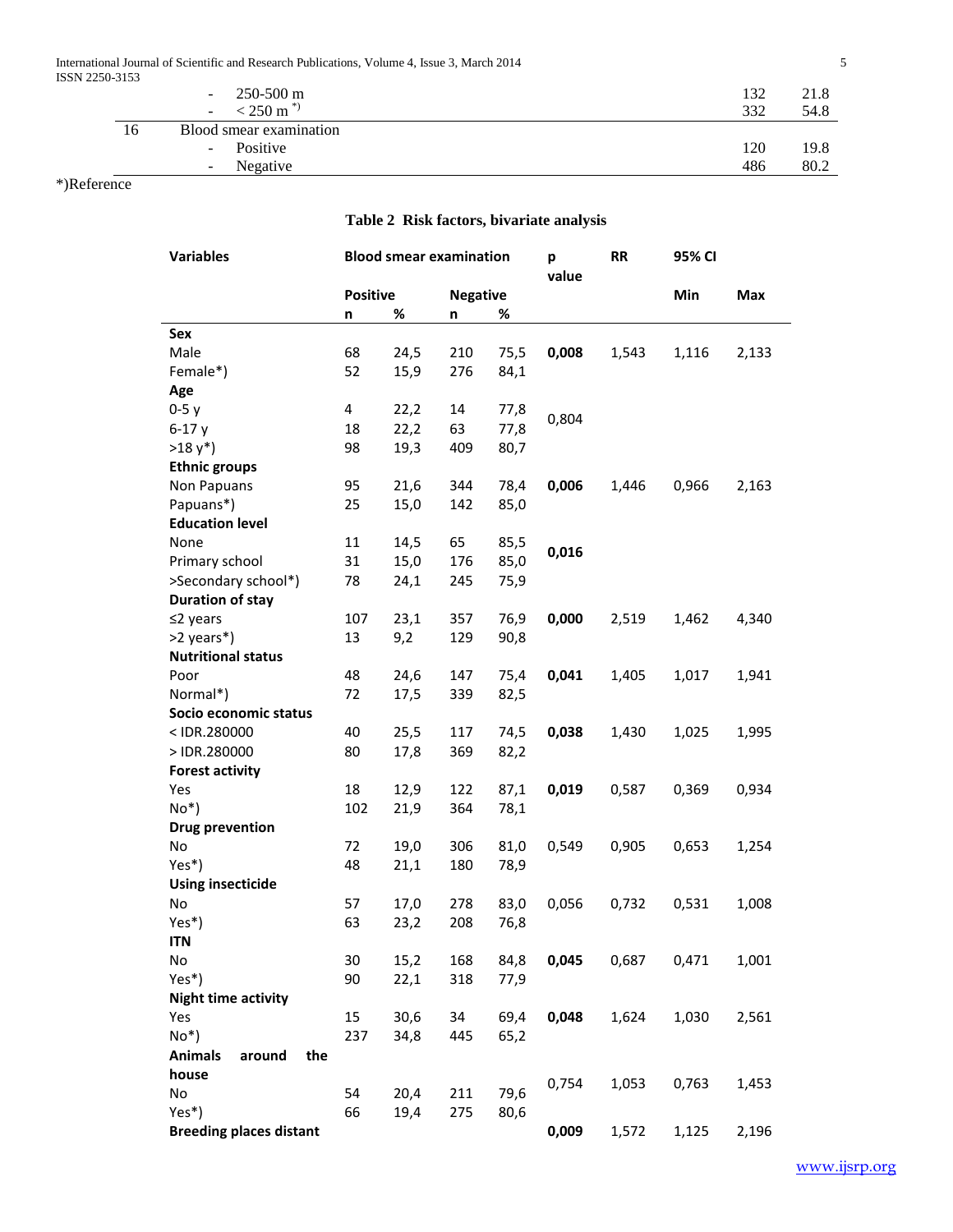| | | | |
|---|---|---|---|
| | - 250-500 m | 132 | 21.8 |
| | - < 250 m *) | 332 | 54.8 |
| 16 | Blood smear examination | | |
| | - Positive | 120 | 19.8 |
| | - Negative | 486 | 80.2 |

*)Reference

**Table 2 Risk factors, bivariate analysis**

| Variables | Blood smear examination | | | | p value | RR | 95% CI | |
|---|---|---|---|---|---|---|---|---|
| | Positive | | Negative | | | | Min | Max |
| | n | % | n | % | | | | |
| **Sex** | | | | | | | | |
| Male | 68 | 24,5 | 210 | 75,5 | **0,008** | 1,543 | 1,116 | 2,133 |
| Female*) | 52 | 15,9 | 276 | 84,1 | | | | |
| **Age** | | | | | | | | |
| 0-5 y | 4 | 22,2 | 14 | 77,8 | 0,804 | | | |
| 6-17 y | 18 | 22,2 | 63 | 77,8 | | | | |
| >18 y*) | 98 | 19,3 | 409 | 80,7 | | | | |
| **Ethnic groups** | | | | | | | | |
| Non Papuans | 95 | 21,6 | 344 | 78,4 | **0,006** | 1,446 | 0,966 | 2,163 |
| Papuans*) | 25 | 15,0 | 142 | 85,0 | | | | |
| **Education level** | | | | | | | | |
| None | 11 | 14,5 | 65 | 85,5 | **0,016** | | | |
| Primary school | 31 | 15,0 | 176 | 85,0 | | | | |
| >Secondary school*) | 78 | 24,1 | 245 | 75,9 | | | | |
| **Duration of stay** | | | | | | | | |
| ≤2 years | 107 | 23,1 | 357 | 76,9 | **0,000** | 2,519 | 1,462 | 4,340 |
| >2 years*) | 13 | 9,2 | 129 | 90,8 | | | | |
| **Nutritional status** | | | | | | | | |
| Poor | 48 | 24,6 | 147 | 75,4 | **0,041** | 1,405 | 1,017 | 1,941 |
| Normal*) | 72 | 17,5 | 339 | 82,5 | | | | |
| **Socio economic status** | | | | | | | | |
| < IDR.280000 | 40 | 25,5 | 117 | 74,5 | **0,038** | 1,430 | 1,025 | 1,995 |
| > IDR.280000 | 80 | 17,8 | 369 | 82,2 | | | | |
| **Forest activity** | | | | | | | | |
| Yes | 18 | 12,9 | 122 | 87,1 | **0,019** | 0,587 | 0,369 | 0,934 |
| No*) | 102 | 21,9 | 364 | 78,1 | | | | |
| **Drug prevention** | | | | | | | | |
| No | 72 | 19,0 | 306 | 81,0 | 0,549 | 0,905 | 0,653 | 1,254 |
| Yes*) | 48 | 21,1 | 180 | 78,9 | | | | |
| **Using insecticide** | | | | | | | | |
| No | 57 | 17,0 | 278 | 83,0 | 0,056 | 0,732 | 0,531 | 1,008 |
| Yes*) | 63 | 23,2 | 208 | 76,8 | | | | |
| **ITN** | | | | | | | | |
| No | 30 | 15,2 | 168 | 84,8 | **0,045** | 0,687 | 0,471 | 1,001 |
| Yes*) | 90 | 22,1 | 318 | 77,9 | | | | |
| **Night time activity** | | | | | | | | |
| Yes | 15 | 30,6 | 34 | 69,4 | **0,048** | 1,624 | 1,030 | 2,561 |
| No*) | 237 | 34,8 | 445 | 65,2 | | | | |
| **Animals around the house** | | | | | | | | |
| No | 54 | 20,4 | 211 | 79,6 | 0,754 | 1,053 | 0,763 | 1,453 |
| Yes*) | 66 | 19,4 | 275 | 80,6 | | | | |
| **Breeding places distant** | | | | | **0,009** | 1,572 | 1,125 | 2,196 |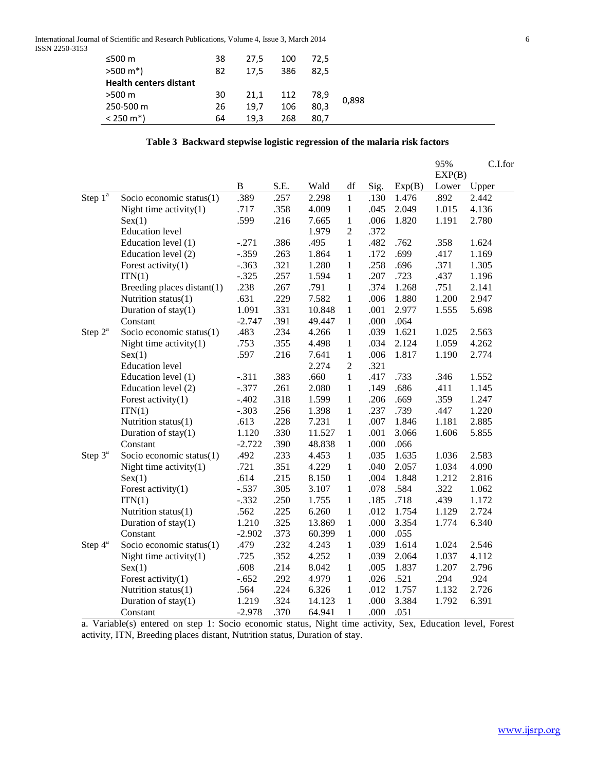| | | | | | |
|---|---|---|---|---|---|
| ≤500 m | 38 | 27,5 | 100 | 72,5 | |
| >500 m*) | 82 | 17,5 | 386 | 82,5 | |
| **Health centers distant** | | | | | |
| >500 m | 30 | 21,1 | 112 | 78,9 | 0,898 |
| 250-500 m | 26 | 19,7 | 106 | 80,3 | |
| < 250 m*) | 64 | 19,3 | 268 | 80,7 | |

**Table 3 Backward stepwise logistic regression of the malaria risk factors**

| | | | | | | | | 95% C.I.for EXP(B) | |
|---|---|---|---|---|---|---|---|---|---|
| | | B | S.E. | Wald | df | Sig. | Exp(B) | Lower | Upper |
| Step 1[a] | Socio economic status(1) | .389 | .257 | 2.298 | 1 | .130 | 1.476 | .892 | 2.442 |
| | Night time activity(1) | .717 | .358 | 4.009 | 1 | .045 | 2.049 | 1.015 | 4.136 |
| | Sex(1) | .599 | .216 | 7.665 | 1 | .006 | 1.820 | 1.191 | 2.780 |
| | Education level | | | 1.979 | 2 | .372 | | | |
| | Education level (1) | -.271 | .386 | .495 | 1 | .482 | .762 | .358 | 1.624 |
| | Education level (2) | -.359 | .263 | 1.864 | 1 | .172 | .699 | .417 | 1.169 |
| | Forest activity(1) | -.363 | .321 | 1.280 | 1 | .258 | .696 | .371 | 1.305 |
| | ITN(1) | -.325 | .257 | 1.594 | 1 | .207 | .723 | .437 | 1.196 |
| | Breeding places distant(1) | .238 | .267 | .791 | 1 | .374 | 1.268 | .751 | 2.141 |
| | Nutrition status(1) | .631 | .229 | 7.582 | 1 | .006 | 1.880 | 1.200 | 2.947 |
| | Duration of stay(1) | 1.091 | .331 | 10.848 | 1 | .001 | 2.977 | 1.555 | 5.698 |
| | Constant | -2.747 | .391 | 49.447 | 1 | .000 | .064 | | |
| Step 2[a] | Socio economic status(1) | .483 | .234 | 4.266 | 1 | .039 | 1.621 | 1.025 | 2.563 |
| | Night time activity(1) | .753 | .355 | 4.498 | 1 | .034 | 2.124 | 1.059 | 4.262 |
| | Sex(1) | .597 | .216 | 7.641 | 1 | .006 | 1.817 | 1.190 | 2.774 |
| | Education level | | | 2.274 | 2 | .321 | | | |
| | Education level (1) | -.311 | .383 | .660 | 1 | .417 | .733 | .346 | 1.552 |
| | Education level (2) | -.377 | .261 | 2.080 | 1 | .149 | .686 | .411 | 1.145 |
| | Forest activity(1) | -.402 | .318 | 1.599 | 1 | .206 | .669 | .359 | 1.247 |
| | ITN(1) | -.303 | .256 | 1.398 | 1 | .237 | .739 | .447 | 1.220 |
| | Nutrition status(1) | .613 | .228 | 7.231 | 1 | .007 | 1.846 | 1.181 | 2.885 |
| | Duration of stay(1) | 1.120 | .330 | 11.527 | 1 | .001 | 3.066 | 1.606 | 5.855 |
| | Constant | -2.722 | .390 | 48.838 | 1 | .000 | .066 | | |
| Step 3[a] | Socio economic status(1) | .492 | .233 | 4.453 | 1 | .035 | 1.635 | 1.036 | 2.583 |
| | Night time activity(1) | .721 | .351 | 4.229 | 1 | .040 | 2.057 | 1.034 | 4.090 |
| | Sex(1) | .614 | .215 | 8.150 | 1 | .004 | 1.848 | 1.212 | 2.816 |
| | Forest activity(1) | -.537 | .305 | 3.107 | 1 | .078 | .584 | .322 | 1.062 |
| | ITN(1) | -.332 | .250 | 1.755 | 1 | .185 | .718 | .439 | 1.172 |
| | Nutrition status(1) | .562 | .225 | 6.260 | 1 | .012 | 1.754 | 1.129 | 2.724 |
| | Duration of stay(1) | 1.210 | .325 | 13.869 | 1 | .000 | 3.354 | 1.774 | 6.340 |
| | Constant | -2.902 | .373 | 60.399 | 1 | .000 | .055 | | |
| Step 4[a] | Socio economic status(1) | .479 | .232 | 4.243 | 1 | .039 | 1.614 | 1.024 | 2.546 |
| | Night time activity(1) | .725 | .352 | 4.252 | 1 | .039 | 2.064 | 1.037 | 4.112 |
| | Sex(1) | .608 | .214 | 8.042 | 1 | .005 | 1.837 | 1.207 | 2.796 |
| | Forest activity(1) | -.652 | .292 | 4.979 | 1 | .026 | .521 | .294 | .924 |
| | Nutrition status(1) | .564 | .224 | 6.326 | 1 | .012 | 1.757 | 1.132 | 2.726 |
| | Duration of stay(1) | 1.219 | .324 | 14.123 | 1 | .000 | 3.384 | 1.792 | 6.391 |
| | Constant | -2.978 | .370 | 64.941 | 1 | .000 | .051 | | |

a. Variable(s) entered on step 1: Socio economic status, Night time activity, Sex, Education level, Forest activity, ITN, Breeding places distant, Nutrition status, Duration of stay.